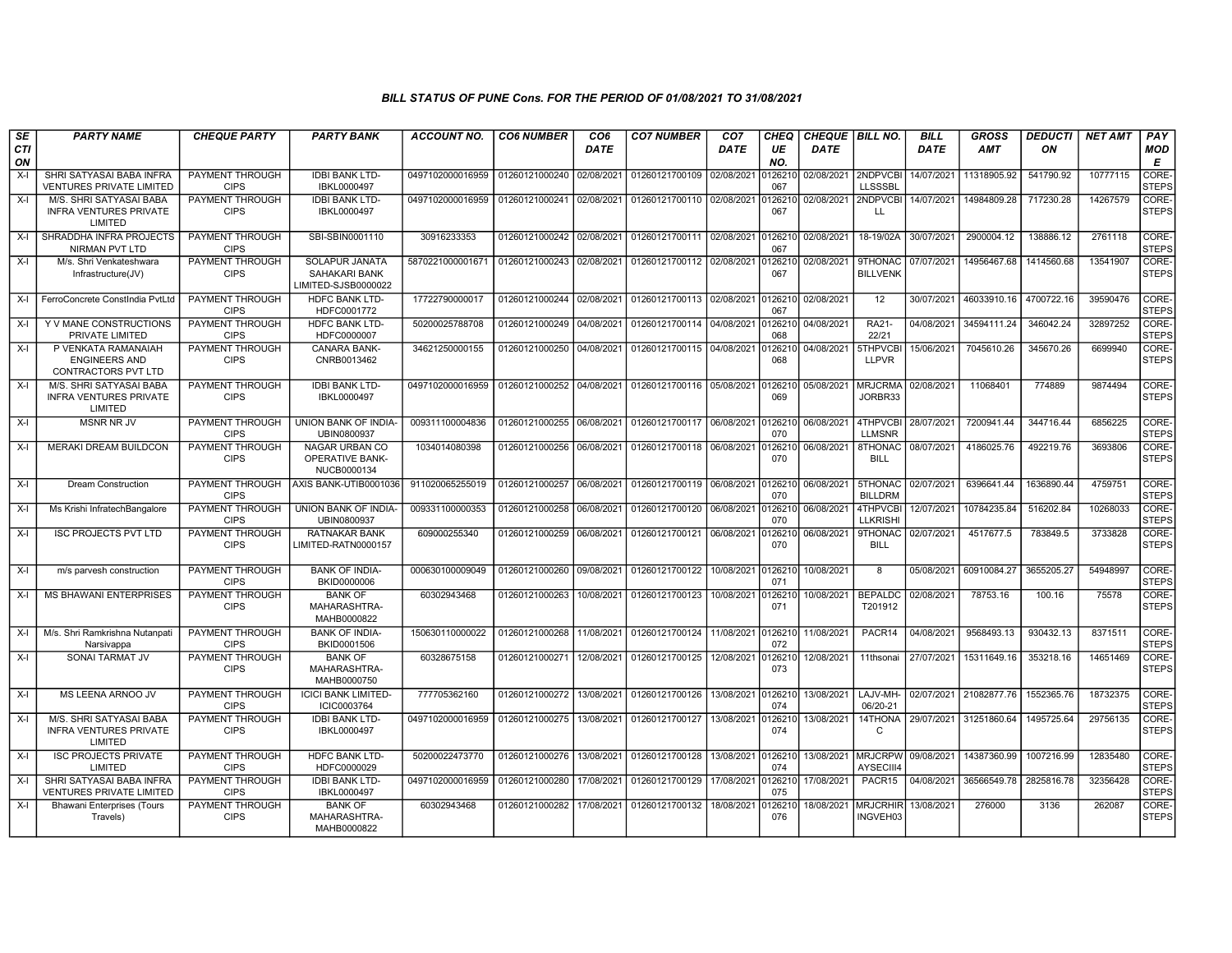### BILL STATUS OF PUNE Cons. FOR THE PERIOD OF 01/08/2021 TO 31/08/2021

| SECTION | PARTY NAME | CHEQUE PARTY | PARTY BANK | ACCOUNT NO. | CO6 NUMBER | CO6 DATE | CO7 NUMBER | CO7 DATE | CHEQUE NO. | CHEQUE DATE | BILL NO. | BILL DATE | GROSS AMT | DEDUCTION | NET AMT | PAY MODE |
|---|---|---|---|---|---|---|---|---|---|---|---|---|---|---|---|---|
| X-I | SHRI SATYASAI BABA INFRA VENTURES PRIVATE LIMITED | PAYMENT THROUGH CIPS | IDBI BANK LTD-IBKL0000497 | 0497102000016959 | 01260121000240 | 02/08/2021 | 01260121700109 | 02/08/2021 | 0126210067 | 02/08/2021 | 2NDPVCBILLSSSBL | 14/07/2021 | 11318905.92 | 541790.92 | 10777115 | CORE-STEPS |
| X-I | M/S. SHRI SATYASAI BABA INFRA VENTURES PRIVATE LIMITED | PAYMENT THROUGH CIPS | IDBI BANK LTD-IBKL0000497 | 0497102000016959 | 01260121000241 | 02/08/2021 | 01260121700110 | 02/08/2021 | 0126210067 | 02/08/2021 | 2NDPVCBILL | 14/07/2021 | 14984809.28 | 717230.28 | 14267579 | CORE-STEPS |
| X-I | SHRADDHA INFRA PROJECTS NIRMAN PVT LTD | PAYMENT THROUGH CIPS | SBI-SBIN0001110 | 30916233353 | 01260121000242 | 02/08/2021 | 01260121700111 | 02/08/2021 | 0126210067 | 02/08/2021 | 18-19/02A | 30/07/2021 | 2900004.12 | 138886.12 | 2761118 | CORE-STEPS |
| X-I | M/s. Shri Venkateshwara Infrastructure(JV) | PAYMENT THROUGH CIPS | SOLAPUR JANATA SAHAKARI BANK LIMITED-SJSB0000022 | 5870221000001671 | 01260121000243 | 02/08/2021 | 01260121700112 | 02/08/2021 | 0126210067 | 02/08/2021 | 9THONACBILLVENK | 07/07/2021 | 14956467.68 | 1414560.68 | 13541907 | CORE-STEPS |
| X-I | FerroConcrete ConstIndia PvtLtd | PAYMENT THROUGH CIPS | HDFC BANK LTD-HDFC0001772 | 17722790000017 | 01260121000244 | 02/08/2021 | 01260121700113 | 02/08/2021 | 0126210067 | 02/08/2021 | 12 | 30/07/2021 | 46033910.16 | 4700722.16 | 39590476 | CORE-STEPS |
| X-I | Y V MANE CONSTRUCTIONS PRIVATE LIMITED | PAYMENT THROUGH CIPS | HDFC BANK LTD-HDFC0000007 | 50200025788708 | 01260121000249 | 04/08/2021 | 01260121700114 | 04/08/2021 | 0126210068 | 04/08/2021 | RA21-22/21 | 04/08/2021 | 34594111.24 | 346042.24 | 32897252 | CORE-STEPS |
| X-I | P VENKATA RAMANAIAH ENGINEERS AND CONTRACTORS PVT LTD | PAYMENT THROUGH CIPS | CANARA BANK-CNRB0013462 | 34621250000155 | 01260121000250 | 04/08/2021 | 01260121700115 | 04/08/2021 | 0126210068 | 04/08/2021 | 5THPVCBILLPVR | 15/06/2021 | 7045610.26 | 345670.26 | 6699940 | CORE-STEPS |
| X-I | M/S. SHRI SATYASAI BABA INFRA VENTURES PRIVATE LIMITED | PAYMENT THROUGH CIPS | IDBI BANK LTD-IBKL0000497 | 0497102000016959 | 01260121000252 | 04/08/2021 | 01260121700116 | 05/08/2021 | 0126210069 | 05/08/2021 | MRJCRMAJORBR33 | 02/08/2021 | 11068401 | 774889 | 9874494 | CORE-STEPS |
| X-I | MSNR NR JV | PAYMENT THROUGH CIPS | UNION BANK OF INDIA-UBIN0800937 | 009311100004836 | 01260121000255 | 06/08/2021 | 01260121700117 | 06/08/2021 | 0126210070 | 06/08/2021 | 4THPVCBILLMSNR | 28/07/2021 | 7200941.44 | 344716.44 | 6856225 | CORE-STEPS |
| X-I | MERAKI DREAM BUILDCON | PAYMENT THROUGH CIPS | NAGAR URBAN CO OPERATIVE BANK-NUCB0000134 | 1034014080398 | 01260121000256 | 06/08/2021 | 01260121700118 | 06/08/2021 | 0126210070 | 06/08/2021 | 8THONACBILL | 08/07/2021 | 4186025.76 | 492219.76 | 3693806 | CORE-STEPS |
| X-I | Dream Construction | PAYMENT THROUGH CIPS | AXIS BANK-UTIB0001036 | 911020065255019 | 01260121000257 | 06/08/2021 | 01260121700119 | 06/08/2021 | 0126210070 | 06/08/2021 | 5THONACBILLDRM | 02/07/2021 | 6396641.44 | 1636890.44 | 4759751 | CORE-STEPS |
| X-I | Ms Krishi InfratechBangalore | PAYMENT THROUGH CIPS | UNION BANK OF INDIA-UBIN0800937 | 009331100000353 | 01260121000258 | 06/08/2021 | 01260121700120 | 06/08/2021 | 0126210070 | 06/08/2021 | 4THPVCBILLKRISHI | 12/07/2021 | 10784235.84 | 516202.84 | 10268033 | CORE-STEPS |
| X-I | ISC PROJECTS PVT LTD | PAYMENT THROUGH CIPS | RATNAKAR BANK LIMITED-RATN0000157 | 609000255340 | 01260121000259 | 06/08/2021 | 01260121700121 | 06/08/2021 | 0126210070 | 06/08/2021 | 9THONACBILL | 02/07/2021 | 4517677.5 | 783849.5 | 3733828 | CORE-STEPS |
| X-I | m/s parvesh construction | PAYMENT THROUGH CIPS | BANK OF INDIA-BKID0000006 | 000630100009049 | 01260121000260 | 09/08/2021 | 01260121700122 | 10/08/2021 | 0126210071 | 10/08/2021 | 8 | 05/08/2021 | 60910084.27 | 3655205.27 | 54948997 | CORE-STEPS |
| X-I | MS BHAWANI ENTERPRISES | PAYMENT THROUGH CIPS | BANK OF MAHARASHTRA-MAHB0000822 | 60302943468 | 01260121000263 | 10/08/2021 | 01260121700123 | 10/08/2021 | 0126210071 | 10/08/2021 | BEPALDCT201912 | 02/08/2021 | 78753.16 | 100.16 | 75578 | CORE-STEPS |
| X-I | M/s. Shri Ramkrishna Nutanpati Narsivappa | PAYMENT THROUGH CIPS | BANK OF INDIA-BKID0001506 | 150630110000022 | 01260121000268 | 11/08/2021 | 01260121700124 | 11/08/2021 | 0126210072 | 11/08/2021 | PACR14 | 04/08/2021 | 9568493.13 | 930432.13 | 8371511 | CORE-STEPS |
| X-I | SONAI TARMAT JV | PAYMENT THROUGH CIPS | BANK OF MAHARASHTRA-MAHB0000750 | 60328675158 | 01260121000271 | 12/08/2021 | 01260121700125 | 12/08/2021 | 0126210073 | 12/08/2021 | 11thsonai | 27/07/2021 | 15311649.16 | 353218.16 | 14651469 | CORE-STEPS |
| X-I | MS LEENA ARNOO JV | PAYMENT THROUGH CIPS | ICICI BANK LIMITED-ICIC0003764 | 777705362160 | 01260121000272 | 13/08/2021 | 01260121700126 | 13/08/2021 | 0126210074 | 13/08/2021 | LAJV-MH-06/20-21 | 02/07/2021 | 21082877.76 | 1552365.76 | 18732375 | CORE-STEPS |
| X-I | M/S. SHRI SATYASAI BABA INFRA VENTURES PRIVATE LIMITED | PAYMENT THROUGH CIPS | IDBI BANK LTD-IBKL0000497 | 0497102000016959 | 01260121000275 | 13/08/2021 | 01260121700127 | 13/08/2021 | 0126210074 | 13/08/2021 | 14THONAC | 29/07/2021 | 31251860.64 | 1495725.64 | 29756135 | CORE-STEPS |
| X-I | ISC PROJECTS PRIVATE LIMITED | PAYMENT THROUGH CIPS | HDFC BANK LTD-HDFC0000029 | 50200022473770 | 01260121000276 | 13/08/2021 | 01260121700128 | 13/08/2021 | 0126210074 | 13/08/2021 | MRJCRPWAYSECIII4 | 09/08/2021 | 14387360.99 | 1007216.99 | 12835480 | CORE-STEPS |
| X-I | SHRI SATYASAI BABA INFRA VENTURES PRIVATE LIMITED | PAYMENT THROUGH CIPS | IDBI BANK LTD-IBKL0000497 | 0497102000016959 | 01260121000280 | 17/08/2021 | 01260121700129 | 17/08/2021 | 0126210075 | 17/08/2021 | PACR15 | 04/08/2021 | 36566549.78 | 2825816.78 | 32356428 | CORE-STEPS |
| X-I | Bhawani Enterprises (Tours Travels) | PAYMENT THROUGH CIPS | BANK OF MAHARASHTRA-MAHB0000822 | 60302943468 | 01260121000282 | 17/08/2021 | 01260121700132 | 18/08/2021 | 0126210076 | 18/08/2021 | MRJCRHIRINGVEH03 | 13/08/2021 | 276000 | 3136 | 262087 | CORE-STEPS |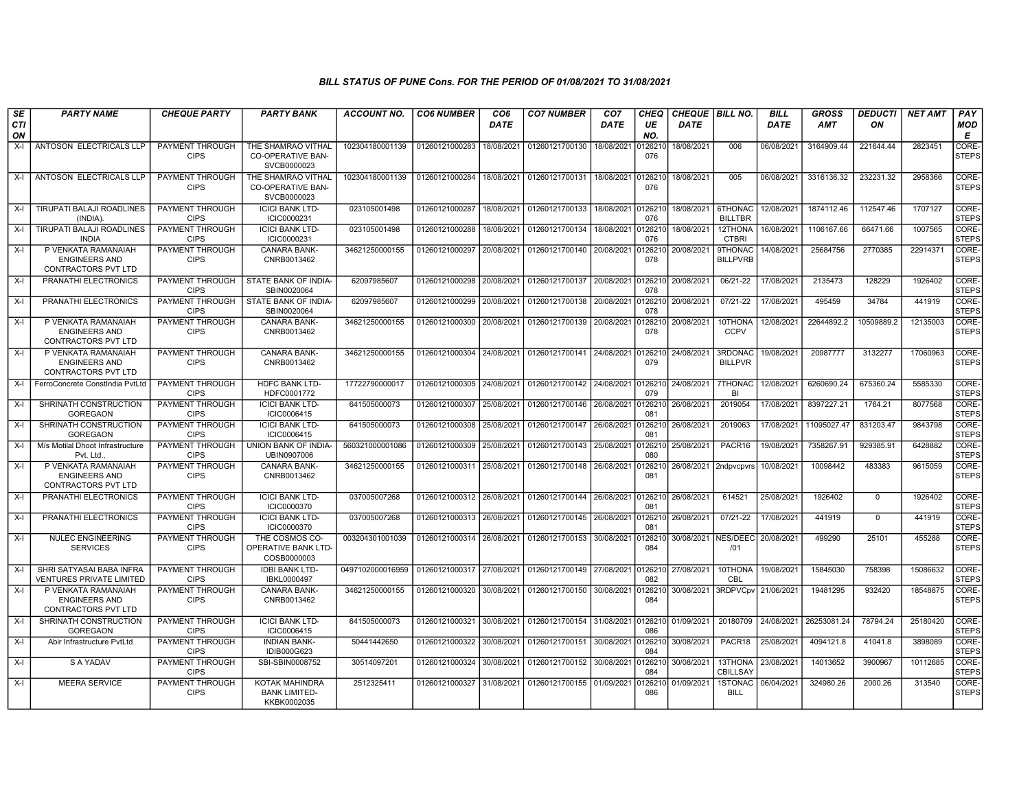### BILL STATUS OF PUNE Cons. FOR THE PERIOD OF 01/08/2021 TO 31/08/2021

| SECTION | PARTY NAME | CHEQUE PARTY | PARTY BANK | ACCOUNT NO. | CO6 NUMBER | CO6 DATE | CO7 NUMBER | CO7 DATE | CHEQUE NO. | CHEQUE DATE | BILL NO. | BILL DATE | GROSS AMT | DEDUCTION | NET AMT | PAY MODE |
|---|---|---|---|---|---|---|---|---|---|---|---|---|---|---|---|---|
| X-I | ANTOSON ELECTRICALS LLP | PAYMENT THROUGH CIPS | THE SHAMRAO VITHAL CO-OPERATIVE BAN-SVCB0000023 | 102304180001139 | 01260121000283 | 18/08/2021 | 01260121700130 | 18/08/2021 | 0126210076 | 18/08/2021 | 006 | 06/08/2021 | 3164909.44 | 221644.44 | 2823451 | CORE-STEPS |
| X-I | ANTOSON ELECTRICALS LLP | PAYMENT THROUGH CIPS | THE SHAMRAO VITHAL CO-OPERATIVE BAN-SVCB0000023 | 102304180001139 | 01260121000284 | 18/08/2021 | 01260121700131 | 18/08/2021 | 0126210076 | 18/08/2021 | 005 | 06/08/2021 | 3316136.32 | 232231.32 | 2958366 | CORE-STEPS |
| X-I | TIRUPATI BALAJI ROADLINES (INDIA). | PAYMENT THROUGH CIPS | ICICI BANK LTD-ICIC0000231 | 023105001498 | 01260121000287 | 18/08/2021 | 01260121700133 | 18/08/2021 | 0126210076 | 18/08/2021 | 6THONACBILLTBR | 12/08/2021 | 1874112.46 | 112547.46 | 1707127 | CORE-STEPS |
| X-I | TIRUPATI BALAJI ROADLINES INDIA | PAYMENT THROUGH CIPS | ICICI BANK LTD-ICIC0000231 | 023105001498 | 01260121000288 | 18/08/2021 | 01260121700134 | 18/08/2021 | 0126210076 | 18/08/2021 | 12THONACTBRI | 16/08/2021 | 1106167.66 | 66471.66 | 1007565 | CORE-STEPS |
| X-I | P VENKATA RAMANAIAH ENGINEERS AND CONTRACTORS PVT LTD | PAYMENT THROUGH CIPS | CANARA BANK-CNRB0013462 | 34621250000155 | 01260121000297 | 20/08/2021 | 01260121700140 | 20/08/2021 | 0126210078 | 20/08/2021 | 9THONACBILLPVRB | 14/08/2021 | 25684756 | 2770385 | 22914371 | CORE-STEPS |
| X-I | PRANATHI ELECTRONICS | PAYMENT THROUGH CIPS | STATE BANK OF INDIA-SBIN0020064 | 62097985607 | 01260121000298 | 20/08/2021 | 01260121700137 | 20/08/2021 | 0126210078 | 20/08/2021 | 06/21-22 | 17/08/2021 | 2135473 | 128229 | 1926402 | CORE-STEPS |
| X-I | PRANATHI ELECTRONICS | PAYMENT THROUGH CIPS | STATE BANK OF INDIA-SBIN0020064 | 62097985607 | 01260121000299 | 20/08/2021 | 01260121700138 | 20/08/2021 | 0126210078 | 20/08/2021 | 07/21-22 | 17/08/2021 | 495459 | 34784 | 441919 | CORE-STEPS |
| X-I | P VENKATA RAMANAIAH ENGINEERS AND CONTRACTORS PVT LTD | PAYMENT THROUGH CIPS | CANARA BANK-CNRB0013462 | 34621250000155 | 01260121000300 | 20/08/2021 | 01260121700139 | 20/08/2021 | 0126210078 | 20/08/2021 | 10THONACCPV | 12/08/2021 | 22644892.2 | 10509889.2 | 12135003 | CORE-STEPS |
| X-I | P VENKATA RAMANAIAH ENGINEERS AND CONTRACTORS PVT LTD | PAYMENT THROUGH CIPS | CANARA BANK-CNRB0013462 | 34621250000155 | 01260121000304 | 24/08/2021 | 01260121700141 | 24/08/2021 | 0126210079 | 24/08/2021 | 3RDONACBILLPVR | 19/08/2021 | 20987777 | 3132277 | 17060963 | CORE-STEPS |
| X-I | FerroConcrete ConstIndia PvtLtd | PAYMENT THROUGH CIPS | HDFC BANK LTD-HDFC0001772 | 17722790000017 | 01260121000305 | 24/08/2021 | 01260121700142 | 24/08/2021 | 0126210079 | 24/08/2021 | 7THONACBI | 12/08/2021 | 6260690.24 | 675360.24 | 5585330 | CORE-STEPS |
| X-I | SHRINATH CONSTRUCTION GOREGAON | PAYMENT THROUGH CIPS | ICICI BANK LTD-ICIC0006415 | 641505000073 | 01260121000307 | 25/08/2021 | 01260121700146 | 26/08/2021 | 0126210081 | 26/08/2021 | 2019054 | 17/08/2021 | 8397227.21 | 1764.21 | 8077568 | CORE-STEPS |
| X-I | SHRINATH CONSTRUCTION GOREGAON | PAYMENT THROUGH CIPS | ICICI BANK LTD-ICIC0006415 | 641505000073 | 01260121000308 | 25/08/2021 | 01260121700147 | 26/08/2021 | 0126210081 | 26/08/2021 | 2019063 | 17/08/2021 | 11095027.47 | 831203.47 | 9843798 | CORE-STEPS |
| X-I | M/s Motilal Dhoot Infrastructure Pvt. Ltd., | PAYMENT THROUGH CIPS | UNION BANK OF INDIA-UBIN0907006 | 560321000001086 | 01260121000309 | 25/08/2021 | 01260121700143 | 25/08/2021 | 0126210080 | 25/08/2021 | PACR16 | 19/08/2021 | 7358267.91 | 929385.91 | 6428882 | CORE-STEPS |
| X-I | P VENKATA RAMANAIAH ENGINEERS AND CONTRACTORS PVT LTD | PAYMENT THROUGH CIPS | CANARA BANK-CNRB0013462 | 34621250000155 | 01260121000311 | 25/08/2021 | 01260121700148 | 26/08/2021 | 0126210081 | 26/08/2021 | 2ndpvcpvrs | 10/08/2021 | 10098442 | 483383 | 9615059 | CORE-STEPS |
| X-I | PRANATHI ELECTRONICS | PAYMENT THROUGH CIPS | ICICI BANK LTD-ICIC0000370 | 037005007268 | 01260121000312 | 26/08/2021 | 01260121700144 | 26/08/2021 | 0126210081 | 26/08/2021 | 614521 | 25/08/2021 | 1926402 | 0 | 1926402 | CORE-STEPS |
| X-I | PRANATHI ELECTRONICS | PAYMENT THROUGH CIPS | ICICI BANK LTD-ICIC0000370 | 037005007268 | 01260121000313 | 26/08/2021 | 01260121700145 | 26/08/2021 | 0126210081 | 26/08/2021 | 07/21-22 | 17/08/2021 | 441919 | 0 | 441919 | CORE-STEPS |
| X-I | NULEC ENGINEERING SERVICES | PAYMENT THROUGH CIPS | THE COSMOS CO-OPERATIVE BANK LTD-COSB0000003 | 003204301001039 | 01260121000314 | 26/08/2021 | 01260121700153 | 30/08/2021 | 0126210084 | 30/08/2021 | NES/DEEC/01 | 20/08/2021 | 499290 | 25101 | 455288 | CORE-STEPS |
| X-I | SHRI SATYASAI BABA INFRA VENTURES PRIVATE LIMITED | PAYMENT THROUGH CIPS | IDBI BANK LTD-IBKL0000497 | 0497102000016959 | 01260121000317 | 27/08/2021 | 01260121700149 | 27/08/2021 | 0126210082 | 27/08/2021 | 10THONACBL | 19/08/2021 | 15845030 | 758398 | 15086632 | CORE-STEPS |
| X-I | P VENKATA RAMANAIAH ENGINEERS AND CONTRACTORS PVT LTD | PAYMENT THROUGH CIPS | CANARA BANK-CNRB0013462 | 34621250000155 | 01260121000320 | 30/08/2021 | 01260121700150 | 30/08/2021 | 0126210084 | 30/08/2021 | 3RDPVCpv | 21/06/2021 | 19481295 | 932420 | 18548875 | CORE-STEPS |
| X-I | SHRINATH CONSTRUCTION GOREGAON | PAYMENT THROUGH CIPS | ICICI BANK LTD-ICIC0006415 | 641505000073 | 01260121000321 | 30/08/2021 | 01260121700154 | 31/08/2021 | 0126210086 | 01/09/2021 | 20180709 | 24/08/2021 | 26253081.24 | 78794.24 | 25180420 | CORE-STEPS |
| X-I | Abir Infrastructure PvtLtd | PAYMENT THROUGH CIPS | INDIAN BANK-IDIB000G623 | 50441442650 | 01260121000322 | 30/08/2021 | 01260121700151 | 30/08/2021 | 0126210084 | 30/08/2021 | PACR18 | 25/08/2021 | 4094121.8 | 41041.8 | 3898089 | CORE-STEPS |
| X-I | S A YADAV | PAYMENT THROUGH CIPS | SBI-SBIN0008752 | 30514097201 | 01260121000324 | 30/08/2021 | 01260121700152 | 30/08/2021 | 0126210084 | 30/08/2021 | 13THONACBILLSAY | 23/08/2021 | 14013652 | 3900967 | 10112685 | CORE-STEPS |
| X-I | MEERA SERVICE | PAYMENT THROUGH CIPS | KOTAK MAHINDRA BANK LIMITED-KKBK0002035 | 2512325411 | 01260121000327 | 31/08/2021 | 01260121700155 | 01/09/2021 | 0126210086 | 01/09/2021 | 1STONACBILL | 06/04/2021 | 324980.26 | 2000.26 | 313540 | CORE-STEPS |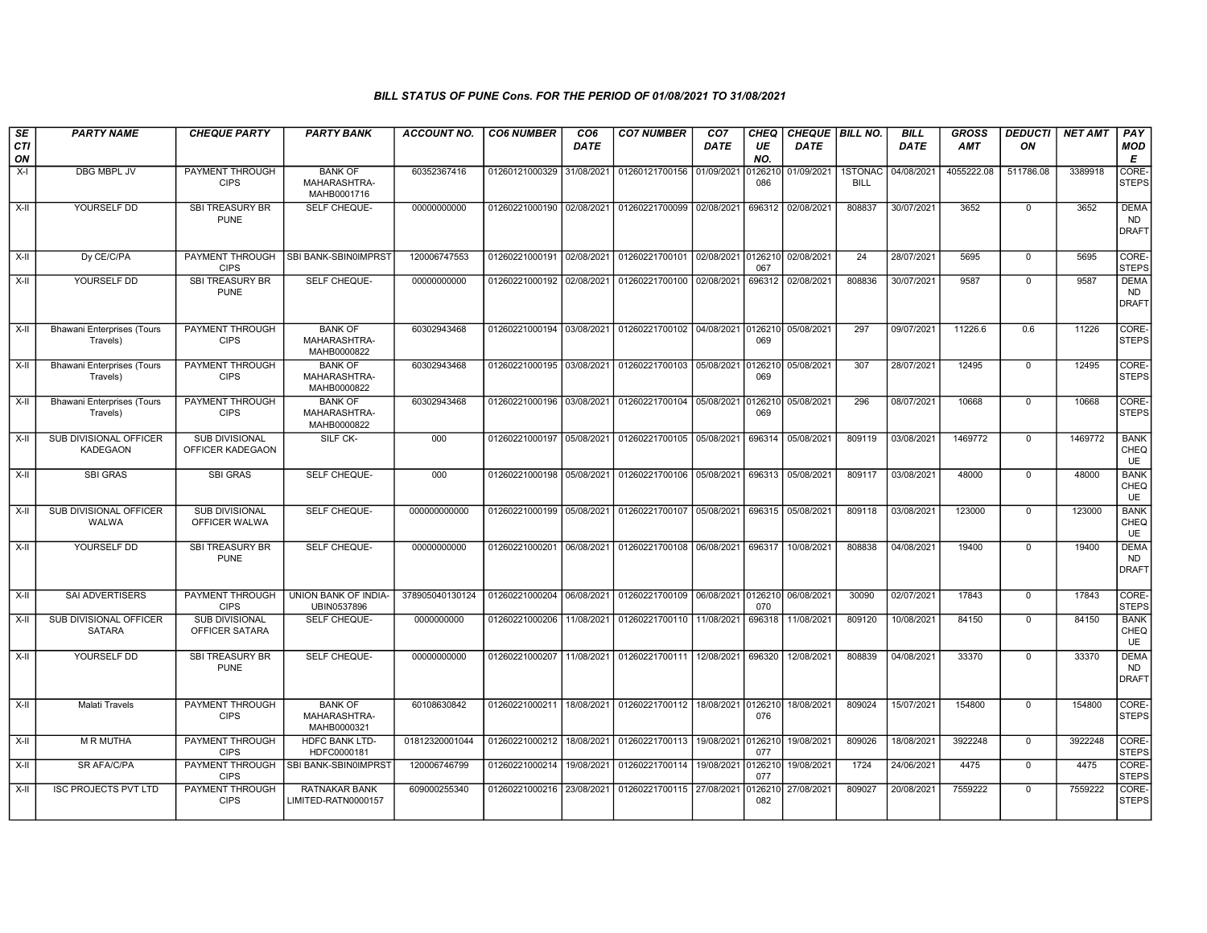### BILL STATUS OF PUNE Cons. FOR THE PERIOD OF 01/08/2021 TO 31/08/2021

| SECTION | PARTY NAME | CHEQUE PARTY | PARTY BANK | ACCOUNT NO. | CO6 NUMBER | CO6 DATE | CO7 NUMBER | CO7 DATE | CHEQUE NO. | CHEQUE DATE | BILL NO. | BILL DATE | GROSS AMT | DEDUCTION | NET AMT | PAY MODE |
|---|---|---|---|---|---|---|---|---|---|---|---|---|---|---|---|---|
| X-I | DBG MBPL JV | PAYMENT THROUGH CIPS | BANK OF MAHARASHTRA-MAHB0001716 | 60352367416 | 01260121000329 | 31/08/2021 | 01260121700156 | 01/09/2021 | 0126210086 | 01/09/2021 | 1STONAC BILL | 04/08/2021 | 4055222.08 | 511786.08 | 3389918 | CORE-STEPS |
| X-II | YOURSELF DD | SBI TREASURY BR PUNE | SELF CHEQUE- | 00000000000 | 01260221000190 | 02/08/2021 | 01260221700099 | 02/08/2021 | 696312 | 02/08/2021 | 808837 | 30/07/2021 | 3652 | 0 | 3652 | DEMAND DRAFT |
| X-II | Dy CE/C/PA | PAYMENT THROUGH CIPS | SBI BANK-SBIN0IMPRST | 120006747553 | 01260221000191 | 02/08/2021 | 01260221700101 | 02/08/2021 | 0126210067 | 02/08/2021 | 24 | 28/07/2021 | 5695 | 0 | 5695 | CORE-STEPS |
| X-II | YOURSELF DD | SBI TREASURY BR PUNE | SELF CHEQUE- | 00000000000 | 01260221000192 | 02/08/2021 | 01260221700100 | 02/08/2021 | 696312 | 02/08/2021 | 808836 | 30/07/2021 | 9587 | 0 | 9587 | DEMAND DRAFT |
| X-II | Bhawani Enterprises (Tours Travels) | PAYMENT THROUGH CIPS | BANK OF MAHARASHTRA-MAHB0000822 | 60302943468 | 01260221000194 | 03/08/2021 | 01260221700102 | 04/08/2021 | 0126210069 | 05/08/2021 | 297 | 09/07/2021 | 11226.6 | 0.6 | 11226 | CORE-STEPS |
| X-II | Bhawani Enterprises (Tours Travels) | PAYMENT THROUGH CIPS | BANK OF MAHARASHTRA-MAHB0000822 | 60302943468 | 01260221000195 | 03/08/2021 | 01260221700103 | 05/08/2021 | 0126210069 | 05/08/2021 | 307 | 28/07/2021 | 12495 | 0 | 12495 | CORE-STEPS |
| X-II | Bhawani Enterprises (Tours Travels) | PAYMENT THROUGH CIPS | BANK OF MAHARASHTRA-MAHB0000822 | 60302943468 | 01260221000196 | 03/08/2021 | 01260221700104 | 05/08/2021 | 0126210069 | 05/08/2021 | 296 | 08/07/2021 | 10668 | 0 | 10668 | CORE-STEPS |
| X-II | SUB DIVISIONAL OFFICER KADEGAON | SUB DIVISIONAL OFFICER KADEGAON | SILF CK- | 000 | 01260221000197 | 05/08/2021 | 01260221700105 | 05/08/2021 | 696314 | 05/08/2021 | 809119 | 03/08/2021 | 1469772 | 0 | 1469772 | BANK CHEQUE |
| X-II | SBI GRAS | SBI GRAS | SELF CHEQUE- | 000 | 01260221000198 | 05/08/2021 | 01260221700106 | 05/08/2021 | 696313 | 05/08/2021 | 809117 | 03/08/2021 | 48000 | 0 | 48000 | BANK CHEQUE |
| X-II | SUB DIVISIONAL OFFICER WALWA | SUB DIVISIONAL OFFICER WALWA | SELF CHEQUE- | 000000000000 | 01260221000199 | 05/08/2021 | 01260221700107 | 05/08/2021 | 696315 | 05/08/2021 | 809118 | 03/08/2021 | 123000 | 0 | 123000 | BANK CHEQUE |
| X-II | YOURSELF DD | SBI TREASURY BR PUNE | SELF CHEQUE- | 00000000000 | 01260221000201 | 06/08/2021 | 01260221700108 | 06/08/2021 | 696317 | 10/08/2021 | 808838 | 04/08/2021 | 19400 | 0 | 19400 | DEMAND DRAFT |
| X-II | SAI ADVERTISERS | PAYMENT THROUGH CIPS | UNION BANK OF INDIA-UBIN0537896 | 378905040130124 | 01260221000204 | 06/08/2021 | 01260221700109 | 06/08/2021 | 0126210070 | 06/08/2021 | 30090 | 02/07/2021 | 17843 | 0 | 17843 | CORE-STEPS |
| X-II | SUB DIVISIONAL OFFICER SATARA | SUB DIVISIONAL OFFICER SATARA | SELF CHEQUE- | 0000000000 | 01260221000206 | 11/08/2021 | 01260221700110 | 11/08/2021 | 696318 | 11/08/2021 | 809120 | 10/08/2021 | 84150 | 0 | 84150 | BANK CHEQUE |
| X-II | YOURSELF DD | SBI TREASURY BR PUNE | SELF CHEQUE- | 00000000000 | 01260221000207 | 11/08/2021 | 01260221700111 | 12/08/2021 | 696320 | 12/08/2021 | 808839 | 04/08/2021 | 33370 | 0 | 33370 | DEMAND DRAFT |
| X-II | Malati Travels | PAYMENT THROUGH CIPS | BANK OF MAHARASHTRA-MAHB0000321 | 60108630842 | 01260221000211 | 18/08/2021 | 01260221700112 | 18/08/2021 | 0126210076 | 18/08/2021 | 809024 | 15/07/2021 | 154800 | 0 | 154800 | CORE-STEPS |
| X-II | M R MUTHA | PAYMENT THROUGH CIPS | HDFC BANK LTD-HDFC0000181 | 01812320001044 | 01260221000212 | 18/08/2021 | 01260221700113 | 19/08/2021 | 0126210077 | 19/08/2021 | 809026 | 18/08/2021 | 3922248 | 0 | 3922248 | CORE-STEPS |
| X-II | SR AFA/C/PA | PAYMENT THROUGH CIPS | SBI BANK-SBIN0IMPRST | 120006746799 | 01260221000214 | 19/08/2021 | 01260221700114 | 19/08/2021 | 0126210077 | 19/08/2021 | 1724 | 24/06/2021 | 4475 | 0 | 4475 | CORE-STEPS |
| X-II | ISC PROJECTS PVT LTD | PAYMENT THROUGH CIPS | RATNAKAR BANK LIMITED-RATN0000157 | 609000255340 | 01260221000216 | 23/08/2021 | 01260221700115 | 27/08/2021 | 0126210082 | 27/08/2021 | 809027 | 20/08/2021 | 7559222 | 0 | 7559222 | CORE-STEPS |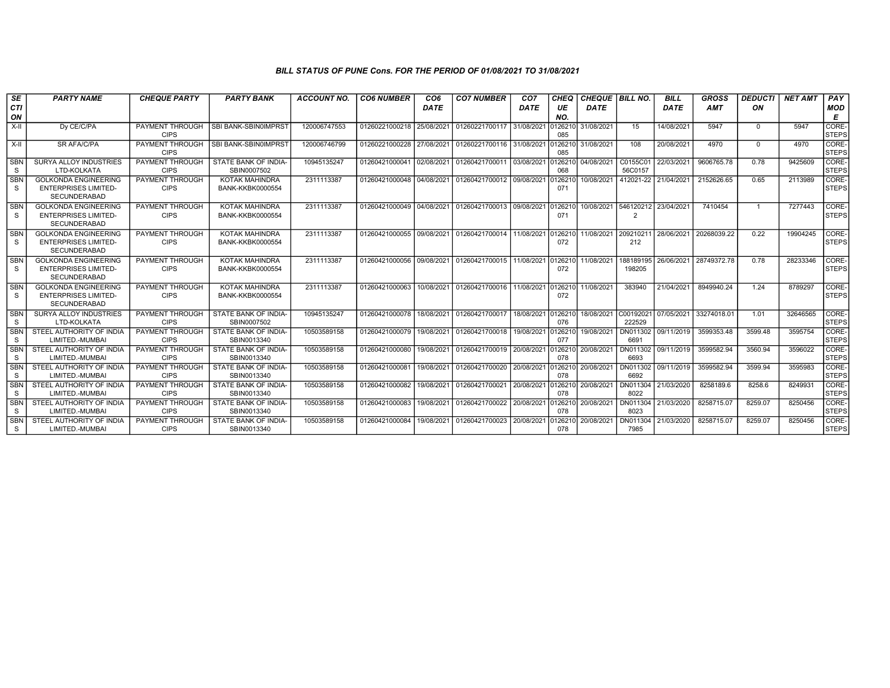### BILL STATUS OF PUNE Cons. FOR THE PERIOD OF 01/08/2021 TO 31/08/2021

| SECTION | PARTY NAME | CHEQUE PARTY | PARTY BANK | ACCOUNT NO. | CO6 NUMBER | CO6 DATE | CO7 NUMBER | CO7 DATE | CHEQUE NO. | CHEQUE DATE | BILL NO. | BILL DATE | GROSS AMT | DEDUCTION | NET AMT | PAY MODE |
|---|---|---|---|---|---|---|---|---|---|---|---|---|---|---|---|---|
| X-II | Dy CE/C/PA | PAYMENT THROUGH CIPS | SBI BANK-SBIN0IMPRST | 120006747553 | 01260221000218 | 25/08/2021 | 01260221700117 | 31/08/2021 | 0126210085 | 31/08/2021 | 15 | 14/08/2021 | 5947 | 0 | 5947 | CORE-STEPS |
| X-II | SR AFA/C/PA | PAYMENT THROUGH CIPS | SBI BANK-SBIN0IMPRST | 120006746799 | 01260221000228 | 27/08/2021 | 01260221700116 | 31/08/2021 | 0126210085 | 31/08/2021 | 108 | 20/08/2021 | 4970 | 0 | 4970 | CORE-STEPS |
| SBNS | SURYA ALLOY INDUSTRIES LTD-KOLKATA | PAYMENT THROUGH CIPS | STATE BANK OF INDIA-SBIN0007502 | 10945135247 | 01260421000041 | 02/08/2021 | 01260421700011 | 03/08/2021 | 0126210068 | 04/08/2021 | C0155C0156C0157 | 22/03/2021 | 9606765.78 | 0.78 | 9425609 | CORE-STEPS |
| SBNS | GOLKONDA ENGINEERING ENTERPRISES LIMITED-SECUNDERABAD | PAYMENT THROUGH CIPS | KOTAK MAHINDRA BANK-KKBK0000554 | 2311113387 | 01260421000048 | 04/08/2021 | 01260421700012 | 09/08/2021 | 0126210071 | 10/08/2021 | 412021-22 | 21/04/2021 | 2152626.65 | 0.65 | 2113989 | CORE-STEPS |
| SBNS | GOLKONDA ENGINEERING ENTERPRISES LIMITED-SECUNDERABAD | PAYMENT THROUGH CIPS | KOTAK MAHINDRA BANK-KKBK0000554 | 2311113387 | 01260421000049 | 04/08/2021 | 01260421700013 | 09/08/2021 | 0126210071 | 10/08/2021 | 5461202122 | 23/04/2021 | 7410454 | 1 | 7277443 | CORE-STEPS |
| SBNS | GOLKONDA ENGINEERING ENTERPRISES LIMITED-SECUNDERABAD | PAYMENT THROUGH CIPS | KOTAK MAHINDRA BANK-KKBK0000554 | 2311113387 | 01260421000055 | 09/08/2021 | 01260421700014 | 11/08/2021 | 0126210072 | 11/08/2021 | 209210211212 | 28/06/2021 | 20268039.22 | 0.22 | 19904245 | CORE-STEPS |
| SBNS | GOLKONDA ENGINEERING ENTERPRISES LIMITED-SECUNDERABAD | PAYMENT THROUGH CIPS | KOTAK MAHINDRA BANK-KKBK0000554 | 2311113387 | 01260421000056 | 09/08/2021 | 01260421700015 | 11/08/2021 | 0126210072 | 11/08/2021 | 188189195198205 | 26/06/2021 | 28749372.78 | 0.78 | 28233346 | CORE-STEPS |
| SBNS | GOLKONDA ENGINEERING ENTERPRISES LIMITED-SECUNDERABAD | PAYMENT THROUGH CIPS | KOTAK MAHINDRA BANK-KKBK0000554 | 2311113387 | 01260421000063 | 10/08/2021 | 01260421700016 | 11/08/2021 | 0126210072 | 11/08/2021 | 383940 | 21/04/2021 | 8949940.24 | 1.24 | 8789297 | CORE-STEPS |
| SBNS | SURYA ALLOY INDUSTRIES LTD-KOLKATA | PAYMENT THROUGH CIPS | STATE BANK OF INDIA-SBIN0007502 | 10945135247 | 01260421000078 | 18/08/2021 | 01260421700017 | 18/08/2021 | 0126210076 | 18/08/2021 | C00192021222529 | 07/05/2021 | 33274018.01 | 1.01 | 32646565 | CORE-STEPS |
| SBNS | STEEL AUTHORITY OF INDIA LIMITED.-MUMBAI | PAYMENT THROUGH CIPS | STATE BANK OF INDIA-SBIN0013340 | 10503589158 | 01260421000079 | 19/08/2021 | 01260421700018 | 19/08/2021 | 0126210077 | 19/08/2021 | DN0113026691 | 09/11/2019 | 3599353.48 | 3599.48 | 3595754 | CORE-STEPS |
| SBNS | STEEL AUTHORITY OF INDIA LIMITED.-MUMBAI | PAYMENT THROUGH CIPS | STATE BANK OF INDIA-SBIN0013340 | 10503589158 | 01260421000080 | 19/08/2021 | 01260421700019 | 20/08/2021 | 0126210078 | 20/08/2021 | DN0113026693 | 09/11/2019 | 3599582.94 | 3560.94 | 3596022 | CORE-STEPS |
| SBNS | STEEL AUTHORITY OF INDIA LIMITED.-MUMBAI | PAYMENT THROUGH CIPS | STATE BANK OF INDIA-SBIN0013340 | 10503589158 | 01260421000081 | 19/08/2021 | 01260421700020 | 20/08/2021 | 0126210078 | 20/08/2021 | DN0113026692 | 09/11/2019 | 3599582.94 | 3599.94 | 3595983 | CORE-STEPS |
| SBNS | STEEL AUTHORITY OF INDIA LIMITED.-MUMBAI | PAYMENT THROUGH CIPS | STATE BANK OF INDIA-SBIN0013340 | 10503589158 | 01260421000082 | 19/08/2021 | 01260421700021 | 20/08/2021 | 0126210078 | 20/08/2021 | DN0113048022 | 21/03/2020 | 8258189.6 | 8258.6 | 8249931 | CORE-STEPS |
| SBNS | STEEL AUTHORITY OF INDIA LIMITED.-MUMBAI | PAYMENT THROUGH CIPS | STATE BANK OF INDIA-SBIN0013340 | 10503589158 | 01260421000083 | 19/08/2021 | 01260421700022 | 20/08/2021 | 0126210078 | 20/08/2021 | DN0113048023 | 21/03/2020 | 8258715.07 | 8259.07 | 8250456 | CORE-STEPS |
| SBNS | STEEL AUTHORITY OF INDIA LIMITED.-MUMBAI | PAYMENT THROUGH CIPS | STATE BANK OF INDIA-SBIN0013340 | 10503589158 | 01260421000084 | 19/08/2021 | 01260421700023 | 20/08/2021 | 0126210078 | 20/08/2021 | DN0113047985 | 21/03/2020 | 8258715.07 | 8259.07 | 8250456 | CORE-STEPS |